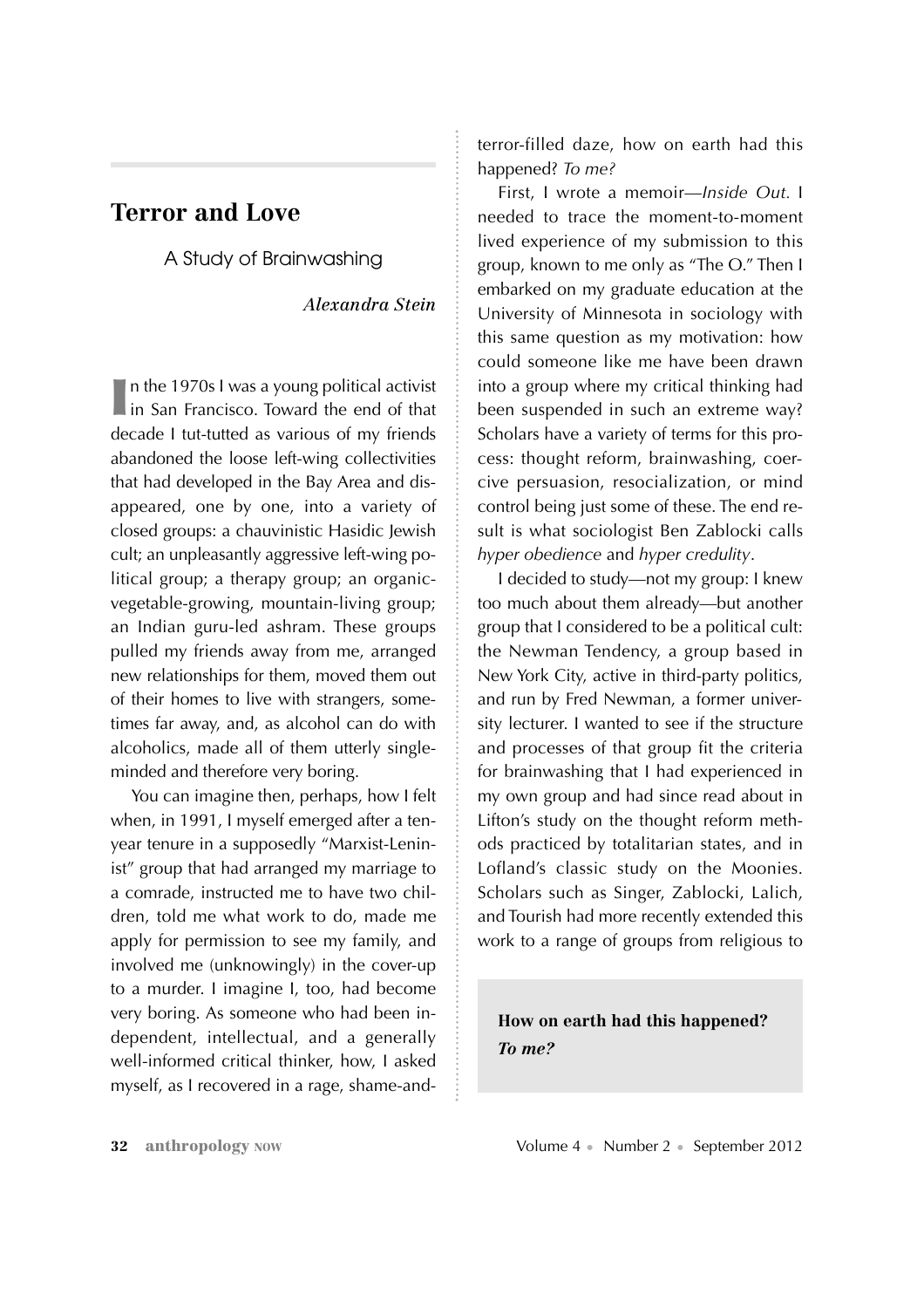# Terror and Love

## A Study of Brainwashing

*Alexandra Stein*

In the 1970s I was a young political activist in San Francisco. Toward the end of that decade I tut-tutted as various of my friends abandoned the loose left-wing collectivities that had developed in the Bay Area and disappeared, one by one, into a variety of closed groups: a chauvinistic Hasidic Jewish cult; an unpleasantly aggressive left-wing political group; a therapy group; an organic-vegetable-growing, mountain-living group; an Indian guru-led ashram. These groups pulled my friends away from me, arranged new relationships for them, moved them out of their homes to live with strangers, sometimes far away, and, as alcohol can do with alcoholics, made all of them utterly single-minded and therefore very boring.

You can imagine then, perhaps, how I felt when, in 1991, I myself emerged after a ten-year tenure in a supposedly "Marxist-Leninist" group that had arranged my marriage to a comrade, instructed me to have two children, told me what work to do, made me apply for permission to see my family, and involved me (unknowingly) in the cover-up to a murder. I imagine I, too, had become very boring. As someone who had been independent, intellectual, and a generally well-informed critical thinker, how, I asked myself, as I recovered in a rage, shame-and-terror-filled daze, how on earth had this happened? *To me?*

First, I wrote a memoir—*Inside Out*. I needed to trace the moment-to-moment lived experience of my submission to this group, known to me only as "The O." Then I embarked on my graduate education at the University of Minnesota in sociology with this same question as my motivation: how could someone like me have been drawn into a group where my critical thinking had been suspended in such an extreme way? Scholars have a variety of terms for this process: thought reform, brainwashing, coercive persuasion, resocialization, or mind control being just some of these. The end result is what sociologist Ben Zablocki calls *hyper obedience* and *hyper credulity*.

I decided to study—not my group: I knew too much about them already—but another group that I considered to be a political cult: the Newman Tendency, a group based in New York City, active in third-party politics, and run by Fred Newman, a former university lecturer. I wanted to see if the structure and processes of that group fit the criteria for brainwashing that I had experienced in my own group and had since read about in Lifton's study on the thought reform methods practiced by totalitarian states, and in Lofland's classic study on the Moonies. Scholars such as Singer, Zablocki, Lalich, and Tourish had more recently extended this work to a range of groups from religious to

> **How on earth had this happened?**
> ***To me?***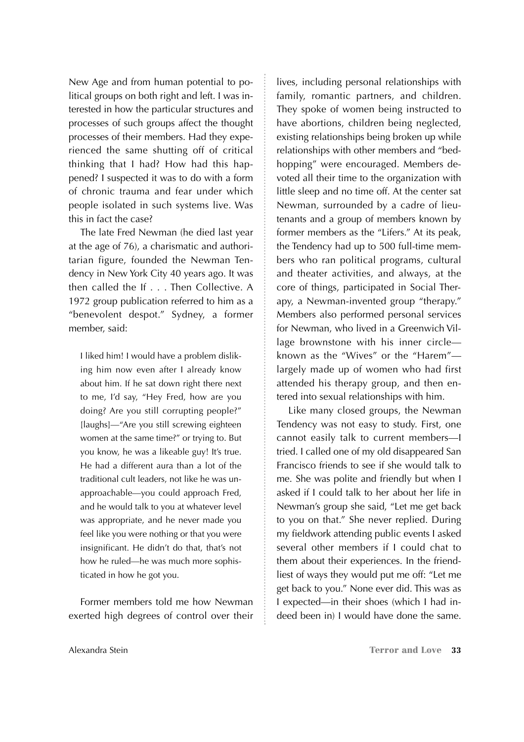New Age and from human potential to political groups on both right and left. I was interested in how the particular structures and processes of such groups affect the thought processes of their members. Had they experienced the same shutting off of critical thinking that I had? How had this happened? I suspected it was to do with a form of chronic trauma and fear under which people isolated in such systems live. Was this in fact the case?

The late Fred Newman (he died last year at the age of 76), a charismatic and authoritarian figure, founded the Newman Tendency in New York City 40 years ago. It was then called the If . . . Then Collective. A 1972 group publication referred to him as a "benevolent despot." Sydney, a former member, said:

> I liked him! I would have a problem disliking him now even after I already know about him. If he sat down right there next to me, I'd say, "Hey Fred, how are you doing? Are you still corrupting people?" [laughs]—"Are you still screwing eighteen women at the same time?" or trying to. But you know, he was a likeable guy! It's true. He had a different aura than a lot of the traditional cult leaders, not like he was unapproachable—you could approach Fred, and he would talk to you at whatever level was appropriate, and he never made you feel like you were nothing or that you were insignificant. He didn't do that, that's not how he ruled—he was much more sophisticated in how he got you.

Former members told me how Newman exerted high degrees of control over their lives, including personal relationships with family, romantic partners, and children. They spoke of women being instructed to have abortions, children being neglected, existing relationships being broken up while relationships with other members and "bed-hopping" were encouraged. Members devoted all their time to the organization with little sleep and no time off. At the center sat Newman, surrounded by a cadre of lieutenants and a group of members known by former members as the "Lifers." At its peak, the Tendency had up to 500 full-time members who ran political programs, cultural and theater activities, and always, at the core of things, participated in Social Therapy, a Newman-invented group "therapy." Members also performed personal services for Newman, who lived in a Greenwich Village brownstone with his inner circle—known as the "Wives" or the "Harem"—largely made up of women who had first attended his therapy group, and then entered into sexual relationships with him.

Like many closed groups, the Newman Tendency was not easy to study. First, one cannot easily talk to current members—I tried. I called one of my old disappeared San Francisco friends to see if she would talk to me. She was polite and friendly but when I asked if I could talk to her about her life in Newman's group she said, "Let me get back to you on that." She never replied. During my fieldwork attending public events I asked several other members if I could chat to them about their experiences. In the friendliest of ways they would put me off: "Let me get back to you." None ever did. This was as I expected—in their shoes (which I had indeed been in) I would have done the same.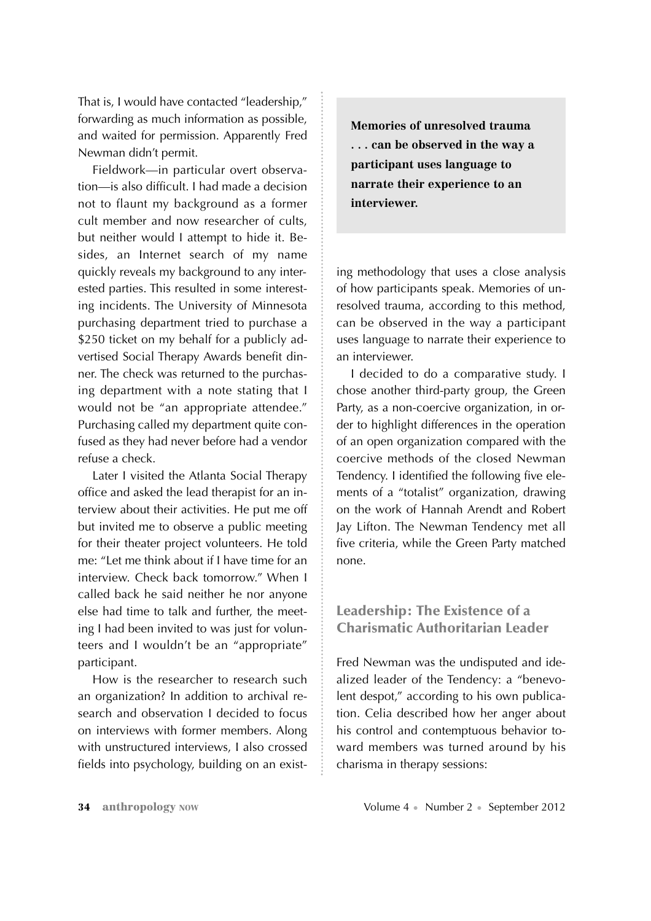That is, I would have contacted "leadership," forwarding as much information as possible, and waited for permission. Apparently Fred Newman didn't permit.

Fieldwork—in particular overt observation—is also difficult. I had made a decision not to flaunt my background as a former cult member and now researcher of cults, but neither would I attempt to hide it. Besides, an Internet search of my name quickly reveals my background to any interested parties. This resulted in some interesting incidents. The University of Minnesota purchasing department tried to purchase a $250 ticket on my behalf for a publicly advertised Social Therapy Awards benefit dinner. The check was returned to the purchasing department with a note stating that I would not be "an appropriate attendee." Purchasing called my department quite confused as they had never before had a vendor refuse a check.

Later I visited the Atlanta Social Therapy office and asked the lead therapist for an interview about their activities. He put me off but invited me to observe a public meeting for their theater project volunteers. He told me: "Let me think about if I have time for an interview. Check back tomorrow." When I called back he said neither he nor anyone else had time to talk and further, the meeting I had been invited to was just for volunteers and I wouldn't be an "appropriate" participant.

How is the researcher to research such an organization? In addition to archival research and observation I decided to focus on interviews with former members. Along with unstructured interviews, I also crossed fields into psychology, building on an existing methodology that uses a close analysis of how participants speak. Memories of unresolved trauma, according to this method, can be observed in the way a participant uses language to narrate their experience to an interviewer.

> **Memories of unresolved trauma . . . can be observed in the way a participant uses language to narrate their experience to an interviewer.**

I decided to do a comparative study. I chose another third-party group, the Green Party, as a non-coercive organization, in order to highlight differences in the operation of an open organization compared with the coercive methods of the closed Newman Tendency. I identified the following five elements of a "totalist" organization, drawing on the work of Hannah Arendt and Robert Jay Lifton. The Newman Tendency met all five criteria, while the Green Party matched none.

## Leadership: The Existence of a Charismatic Authoritarian Leader

Fred Newman was the undisputed and idealized leader of the Tendency: a "benevolent despot," according to his own publication. Celia described how her anger about his control and contemptuous behavior toward members was turned around by his charisma in therapy sessions: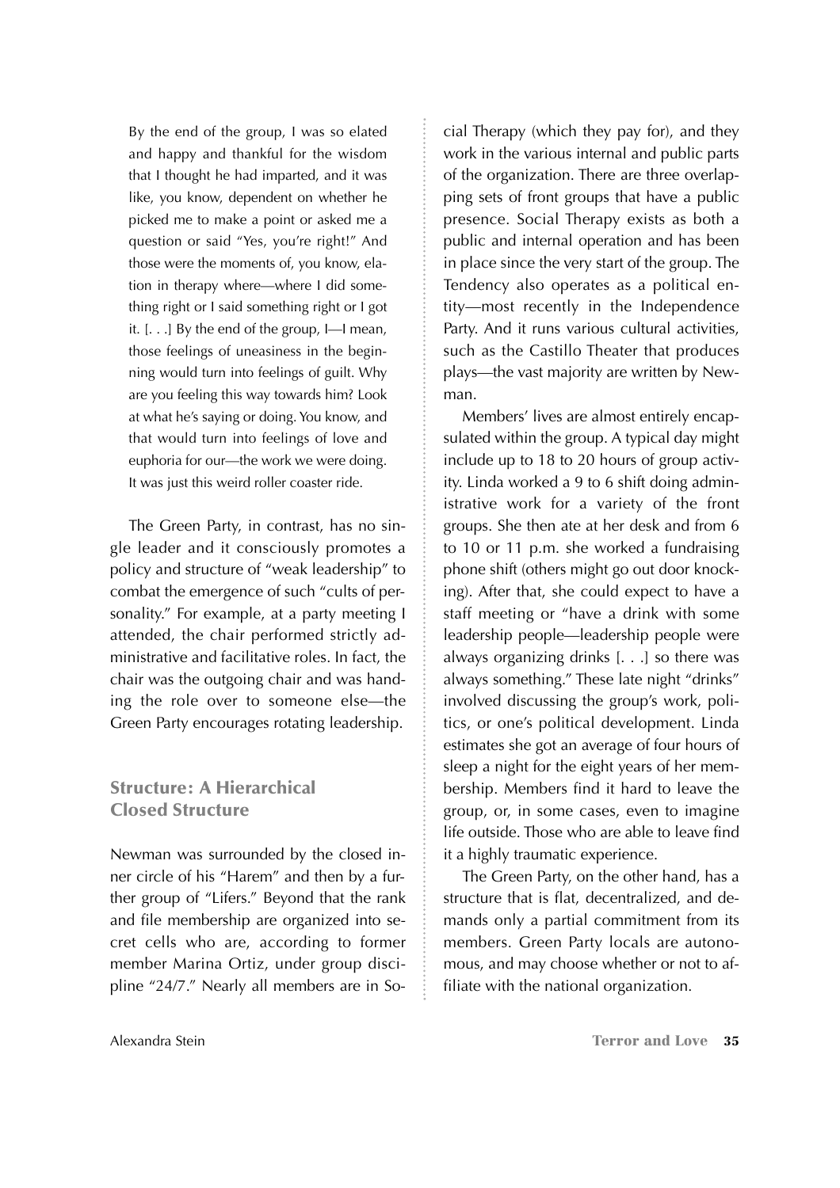> By the end of the group, I was so elated and happy and thankful for the wisdom that I thought he had imparted, and it was like, you know, dependent on whether he picked me to make a point or asked me a question or said "Yes, you're right!" And those were the moments of, you know, elation in therapy where—where I did something right or I said something right or I got it. [. . .] By the end of the group, I—I mean, those feelings of uneasiness in the beginning would turn into feelings of guilt. Why are you feeling this way towards him? Look at what he's saying or doing. You know, and that would turn into feelings of love and euphoria for our—the work we were doing. It was just this weird roller coaster ride.

The Green Party, in contrast, has no single leader and it consciously promotes a policy and structure of "weak leadership" to combat the emergence of such "cults of personality." For example, at a party meeting I attended, the chair performed strictly administrative and facilitative roles. In fact, the chair was the outgoing chair and was handing the role over to someone else—the Green Party encourages rotating leadership.

## Structure: A Hierarchical Closed Structure

Newman was surrounded by the closed inner circle of his "Harem" and then by a further group of "Lifers." Beyond that the rank and file membership are organized into secret cells who are, according to former member Marina Ortiz, under group discipline "24/7." Nearly all members are in Social Therapy (which they pay for), and they work in the various internal and public parts of the organization. There are three overlapping sets of front groups that have a public presence. Social Therapy exists as both a public and internal operation and has been in place since the very start of the group. The Tendency also operates as a political entity—most recently in the Independence Party. And it runs various cultural activities, such as the Castillo Theater that produces plays—the vast majority are written by Newman.

Members' lives are almost entirely encapsulated within the group. A typical day might include up to 18 to 20 hours of group activity. Linda worked a 9 to 6 shift doing administrative work for a variety of the front groups. She then ate at her desk and from 6 to 10 or 11 p.m. she worked a fundraising phone shift (others might go out door knocking). After that, she could expect to have a staff meeting or "have a drink with some leadership people—leadership people were always organizing drinks [. . .] so there was always something." These late night "drinks" involved discussing the group's work, politics, or one's political development. Linda estimates she got an average of four hours of sleep a night for the eight years of her membership. Members find it hard to leave the group, or, in some cases, even to imagine life outside. Those who are able to leave find it a highly traumatic experience.

The Green Party, on the other hand, has a structure that is flat, decentralized, and demands only a partial commitment from its members. Green Party locals are autonomous, and may choose whether or not to affiliate with the national organization.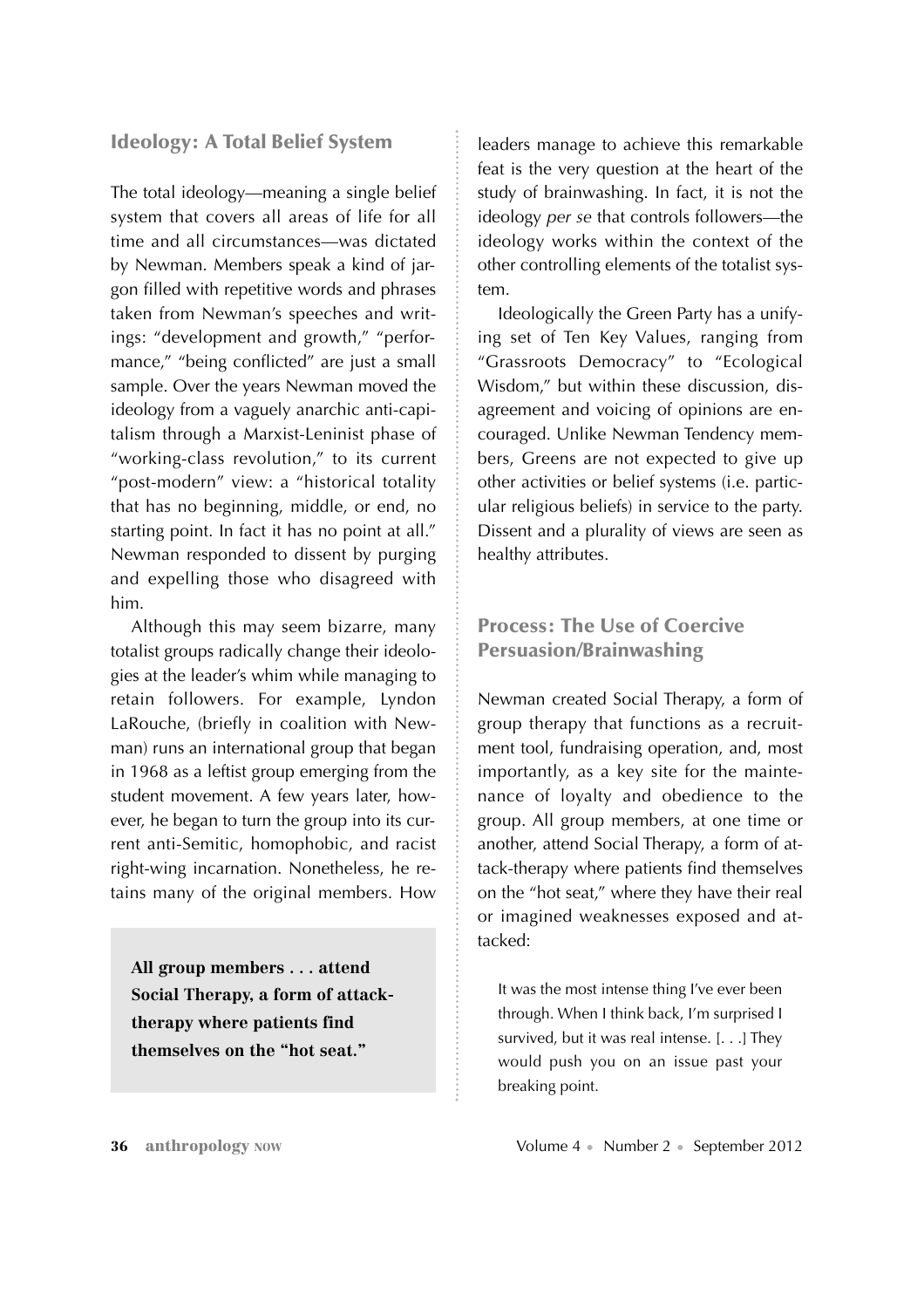## Ideology: A Total Belief System

The total ideology—meaning a single belief system that covers all areas of life for all time and all circumstances—was dictated by Newman. Members speak a kind of jargon filled with repetitive words and phrases taken from Newman's speeches and writings: "development and growth," "performance," "being conflicted" are just a small sample. Over the years Newman moved the ideology from a vaguely anarchic anti-capitalism through a Marxist-Leninist phase of "working-class revolution," to its current "post-modern" view: a "historical totality that has no beginning, middle, or end, no starting point. In fact it has no point at all." Newman responded to dissent by purging and expelling those who disagreed with him.

Although this may seem bizarre, many totalist groups radically change their ideologies at the leader's whim while managing to retain followers. For example, Lyndon LaRouche, (briefly in coalition with Newman) runs an international group that began in 1968 as a leftist group emerging from the student movement. A few years later, however, he began to turn the group into its current anti-Semitic, homophobic, and racist right-wing incarnation. Nonetheless, he retains many of the original members. How leaders manage to achieve this remarkable feat is the very question at the heart of the study of brainwashing. In fact, it is not the ideology *per se* that controls followers—the ideology works within the context of the other controlling elements of the totalist system.

> **All group members . . . attend Social Therapy, a form of attack-therapy where patients find themselves on the "hot seat."**

Ideologically the Green Party has a unifying set of Ten Key Values, ranging from "Grassroots Democracy" to "Ecological Wisdom," but within these discussion, disagreement and voicing of opinions are encouraged. Unlike Newman Tendency members, Greens are not expected to give up other activities or belief systems (i.e. particular religious beliefs) in service to the party. Dissent and a plurality of views are seen as healthy attributes.

## Process: The Use of Coercive Persuasion/Brainwashing

Newman created Social Therapy, a form of group therapy that functions as a recruitment tool, fundraising operation, and, most importantly, as a key site for the maintenance of loyalty and obedience to the group. All group members, at one time or another, attend Social Therapy, a form of attack-therapy where patients find themselves on the "hot seat," where they have their real or imagined weaknesses exposed and attacked:

> It was the most intense thing I've ever been through. When I think back, I'm surprised I survived, but it was real intense. [. . .] They would push you on an issue past your breaking point.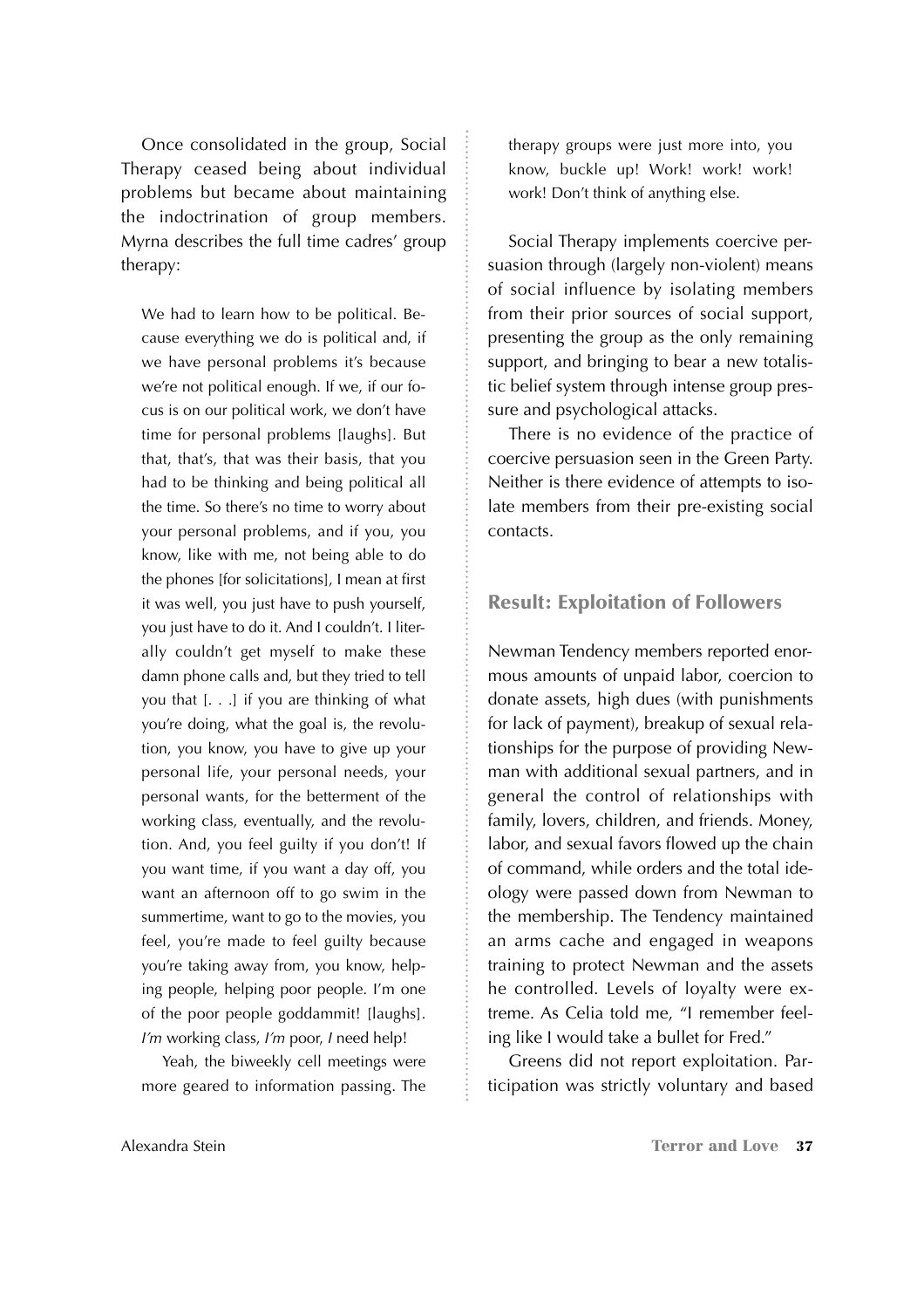Once consolidated in the group, Social Therapy ceased being about individual problems but became about maintaining the indoctrination of group members. Myrna describes the full time cadres' group therapy:

> We had to learn how to be political. Because everything we do is political and, if we have personal problems it's because we're not political enough. If we, if our focus is on our political work, we don't have time for personal problems [laughs]. But that, that's, that was their basis, that you had to be thinking and being political all the time. So there's no time to worry about your personal problems, and if you, you know, like with me, not being able to do the phones [for solicitations], I mean at first it was well, you just have to push yourself, you just have to do it. And I couldn't. I literally couldn't get myself to make these damn phone calls and, but they tried to tell you that [. . .] if you are thinking of what you're doing, what the goal is, the revolution, you know, you have to give up your personal life, your personal needs, your personal wants, for the betterment of the working class, eventually, and the revolution. And, you feel guilty if you don't! If you want time, if you want a day off, you want an afternoon off to go swim in the summertime, want to go to the movies, you feel, you're made to feel guilty because you're taking away from, you know, helping people, helping poor people. I'm one of the poor people goddammit! [laughs]. *I'm* working class, *I'm* poor, *I* need help!
>
> Yeah, the biweekly cell meetings were more geared to information passing. The therapy groups were just more into, you know, buckle up! Work! work! work! work! Don't think of anything else.

Social Therapy implements coercive persuasion through (largely non-violent) means of social influence by isolating members from their prior sources of social support, presenting the group as the only remaining support, and bringing to bear a new totalistic belief system through intense group pressure and psychological attacks.

There is no evidence of the practice of coercive persuasion seen in the Green Party. Neither is there evidence of attempts to isolate members from their pre-existing social contacts.

## Result: Exploitation of Followers

Newman Tendency members reported enormous amounts of unpaid labor, coercion to donate assets, high dues (with punishments for lack of payment), breakup of sexual relationships for the purpose of providing Newman with additional sexual partners, and in general the control of relationships with family, lovers, children, and friends. Money, labor, and sexual favors flowed up the chain of command, while orders and the total ideology were passed down from Newman to the membership. The Tendency maintained an arms cache and engaged in weapons training to protect Newman and the assets he controlled. Levels of loyalty were extreme. As Celia told me, "I remember feeling like I would take a bullet for Fred."

Greens did not report exploitation. Participation was strictly voluntary and based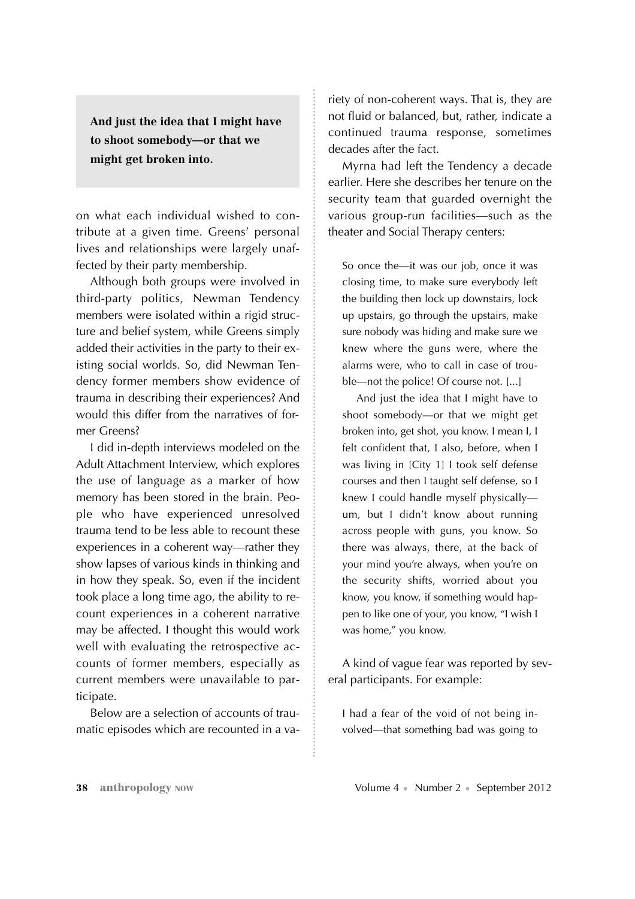> **And just the idea that I might have to shoot somebody—or that we might get broken into.**

on what each individual wished to contribute at a given time. Greens' personal lives and relationships were largely unaffected by their party membership.

Although both groups were involved in third-party politics, Newman Tendency members were isolated within a rigid structure and belief system, while Greens simply added their activities in the party to their existing social worlds. So, did Newman Tendency former members show evidence of trauma in describing their experiences? And would this differ from the narratives of former Greens?

I did in-depth interviews modeled on the Adult Attachment Interview, which explores the use of language as a marker of how memory has been stored in the brain. People who have experienced unresolved trauma tend to be less able to recount these experiences in a coherent way—rather they show lapses of various kinds in thinking and in how they speak. So, even if the incident took place a long time ago, the ability to recount experiences in a coherent narrative may be affected. I thought this would work well with evaluating the retrospective accounts of former members, especially as current members were unavailable to participate.

Below are a selection of accounts of traumatic episodes which are recounted in a variety of non-coherent ways. That is, they are not fluid or balanced, but, rather, indicate a continued trauma response, sometimes decades after the fact.

Myrna had left the Tendency a decade earlier. Here she describes her tenure on the security team that guarded overnight the various group-run facilities—such as the theater and Social Therapy centers:

> So once the—it was our job, once it was closing time, to make sure everybody left the building then lock up downstairs, lock up upstairs, go through the upstairs, make sure nobody was hiding and make sure we knew where the guns were, where the alarms were, who to call in case of trouble—not the police! Of course not. [...]
>
> And just the idea that I might have to shoot somebody—or that we might get broken into, get shot, you know. I mean I, I felt confident that, I also, before, when I was living in [City 1] I took self defense courses and then I taught self defense, so I knew I could handle myself physically—um, but I didn't know about running across people with guns, you know. So there was always, there, at the back of your mind you're always, when you're on the security shifts, worried about you know, you know, if something would happen to like one of your, you know, "I wish I was home," you know.

A kind of vague fear was reported by several participants. For example:

> I had a fear of the void of not being involved—that something bad was going to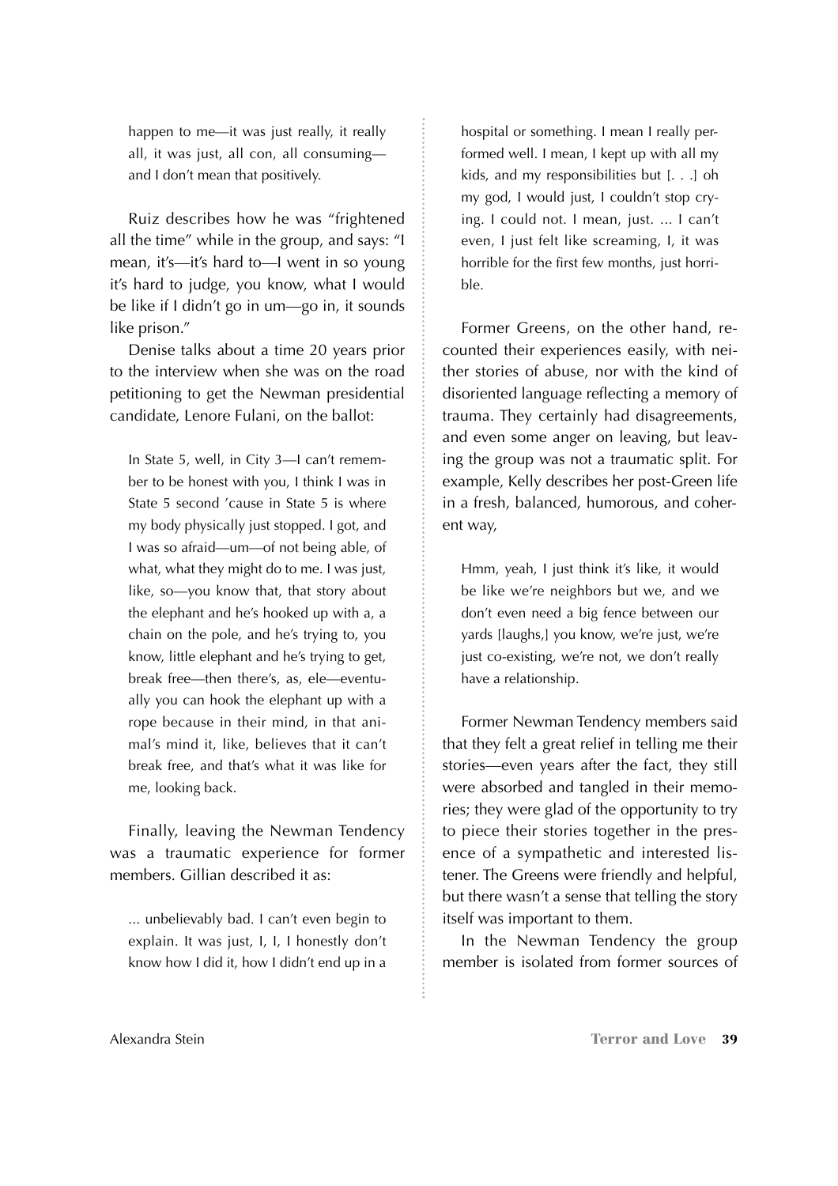happen to me—it was just really, it really all, it was just, all con, all consuming—and I don't mean that positively.

Ruiz describes how he was "frightened all the time" while in the group, and says: "I mean, it's—it's hard to—I went in so young it's hard to judge, you know, what I would be like if I didn't go in um—go in, it sounds like prison."

Denise talks about a time 20 years prior to the interview when she was on the road petitioning to get the Newman presidential candidate, Lenore Fulani, on the ballot:

> In State 5, well, in City 3—I can't remember to be honest with you, I think I was in State 5 second 'cause in State 5 is where my body physically just stopped. I got, and I was so afraid—um—of not being able, of what, what they might do to me. I was just, like, so—you know that, that story about the elephant and he's hooked up with a, a chain on the pole, and he's trying to, you know, little elephant and he's trying to get, break free—then there's, as, ele—eventually you can hook the elephant up with a rope because in their mind, in that animal's mind it, like, believes that it can't break free, and that's what it was like for me, looking back.

Finally, leaving the Newman Tendency was a traumatic experience for former members. Gillian described it as:

> ... unbelievably bad. I can't even begin to explain. It was just, I, I, I honestly don't know how I did it, how I didn't end up in a hospital or something. I mean I really performed well. I mean, I kept up with all my kids, and my responsibilities but [. . .] oh my god, I would just, I couldn't stop crying. I could not. I mean, just. ... I can't even, I just felt like screaming, I, it was horrible for the first few months, just horrible.

Former Greens, on the other hand, recounted their experiences easily, with neither stories of abuse, nor with the kind of disoriented language reflecting a memory of trauma. They certainly had disagreements, and even some anger on leaving, but leaving the group was not a traumatic split. For example, Kelly describes her post-Green life in a fresh, balanced, humorous, and coherent way,

> Hmm, yeah, I just think it's like, it would be like we're neighbors but we, and we don't even need a big fence between our yards [laughs,] you know, we're just, we're just co-existing, we're not, we don't really have a relationship.

Former Newman Tendency members said that they felt a great relief in telling me their stories—even years after the fact, they still were absorbed and tangled in their memories; they were glad of the opportunity to try to piece their stories together in the presence of a sympathetic and interested listener. The Greens were friendly and helpful, but there wasn't a sense that telling the story itself was important to them.

In the Newman Tendency the group member is isolated from former sources of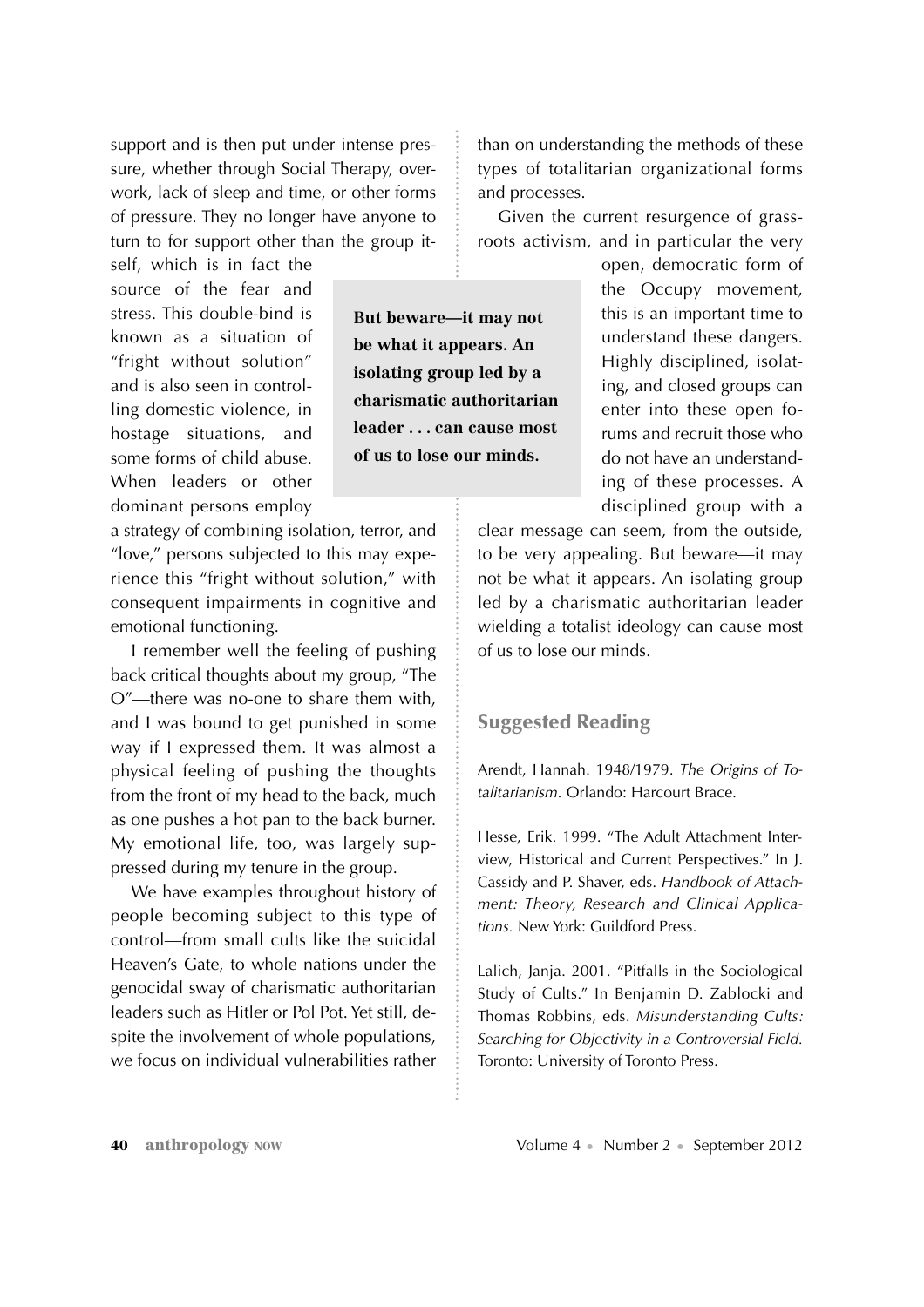support and is then put under intense pressure, whether through Social Therapy, overwork, lack of sleep and time, or other forms of pressure. They no longer have anyone to turn to for support other than the group itself, which is in fact the source of the fear and stress. This double-bind is known as a situation of "fright without solution" and is also seen in controlling domestic violence, in hostage situations, and some forms of child abuse. When leaders or other dominant persons employ a strategy of combining isolation, terror, and "love," persons subjected to this may experience this "fright without solution," with consequent impairments in cognitive and emotional functioning.

**But beware—it may not be what it appears. An isolating group led by a charismatic authoritarian leader . . . can cause most of us to lose our minds.**

I remember well the feeling of pushing back critical thoughts about my group, "The O"—there was no-one to share them with, and I was bound to get punished in some way if I expressed them. It was almost a physical feeling of pushing the thoughts from the front of my head to the back, much as one pushes a hot pan to the back burner. My emotional life, too, was largely suppressed during my tenure in the group.

We have examples throughout history of people becoming subject to this type of control—from small cults like the suicidal Heaven's Gate, to whole nations under the genocidal sway of charismatic authoritarian leaders such as Hitler or Pol Pot. Yet still, despite the involvement of whole populations, we focus on individual vulnerabilities rather than on understanding the methods of these types of totalitarian organizational forms and processes.

Given the current resurgence of grassroots activism, and in particular the very open, democratic form of the Occupy movement, this is an important time to understand these dangers. Highly disciplined, isolating, and closed groups can enter into these open forums and recruit those who do not have an understanding of these processes. A disciplined group with a clear message can seem, from the outside, to be very appealing. But beware—it may not be what it appears. An isolating group led by a charismatic authoritarian leader wielding a totalist ideology can cause most of us to lose our minds.

## Suggested Reading

Arendt, Hannah. 1948/1979. *The Origins of Totalitarianism.* Orlando: Harcourt Brace.

Hesse, Erik. 1999. "The Adult Attachment Interview, Historical and Current Perspectives." In J. Cassidy and P. Shaver, eds. *Handbook of Attachment: Theory, Research and Clinical Applications.* New York: Guildford Press.

Lalich, Janja. 2001. "Pitfalls in the Sociological Study of Cults." In Benjamin D. Zablocki and Thomas Robbins, eds. *Misunderstanding Cults: Searching for Objectivity in a Controversial Field.* Toronto: University of Toronto Press.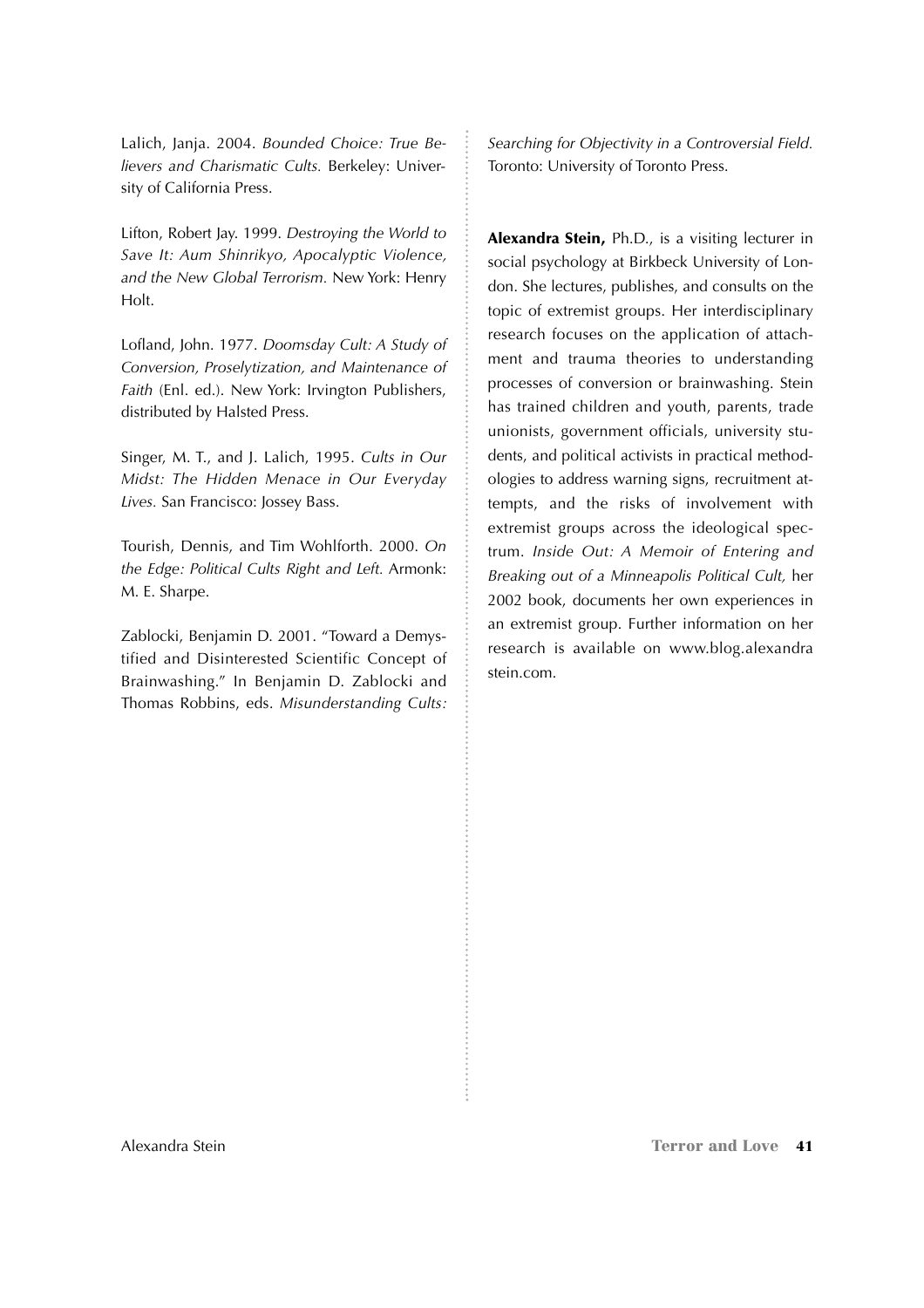Lalich, Janja. 2004. *Bounded Choice: True Believers and Charismatic Cults.* Berkeley: University of California Press.

Lifton, Robert Jay. 1999. *Destroying the World to Save It: Aum Shinrikyo, Apocalyptic Violence, and the New Global Terrorism.* New York: Henry Holt.

Lofland, John. 1977. *Doomsday Cult: A Study of Conversion, Proselytization, and Maintenance of Faith* (Enl. ed.). New York: Irvington Publishers, distributed by Halsted Press.

Singer, M. T., and J. Lalich, 1995. *Cults in Our Midst: The Hidden Menace in Our Everyday Lives.* San Francisco: Jossey Bass.

Tourish, Dennis, and Tim Wohlforth. 2000. *On the Edge: Political Cults Right and Left.* Armonk: M. E. Sharpe.

Zablocki, Benjamin D. 2001. "Toward a Demystified and Disinterested Scientific Concept of Brainwashing." In Benjamin D. Zablocki and Thomas Robbins, eds. *Misunderstanding Cults: Searching for Objectivity in a Controversial Field.* Toronto: University of Toronto Press.

**Alexandra Stein,** Ph.D., is a visiting lecturer in social psychology at Birkbeck University of London. She lectures, publishes, and consults on the topic of extremist groups. Her interdisciplinary research focuses on the application of attachment and trauma theories to understanding processes of conversion or brainwashing. Stein has trained children and youth, parents, trade unionists, government officials, university students, and political activists in practical methodologies to address warning signs, recruitment attempts, and the risks of involvement with extremist groups across the ideological spectrum. *Inside Out: A Memoir of Entering and Breaking out of a Minneapolis Political Cult,* her 2002 book, documents her own experiences in an extremist group. Further information on her research is available on www.blog.alexandrastein.com.